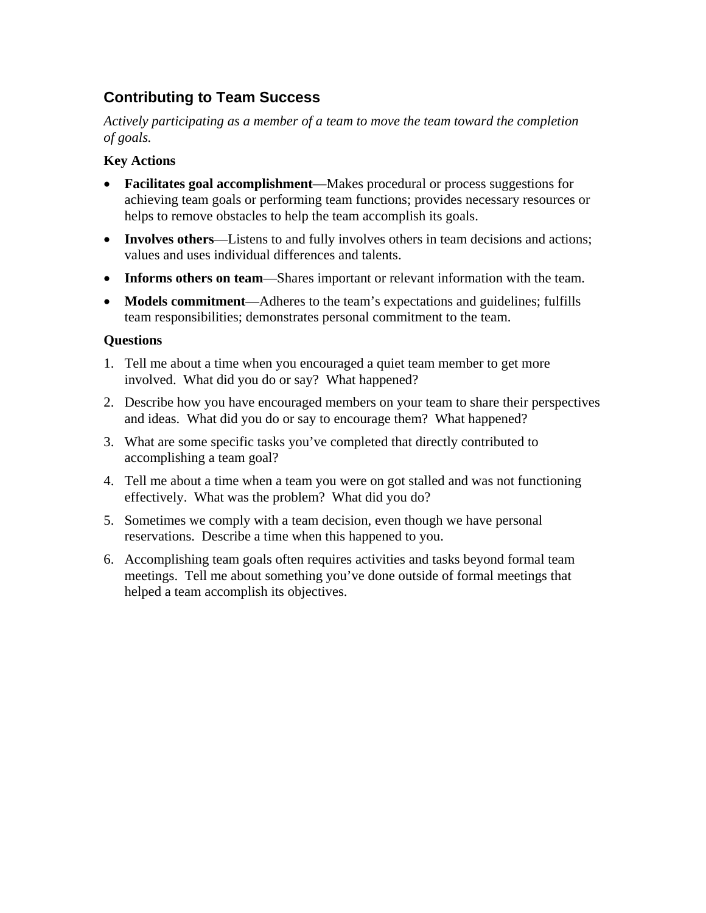## Contributing to Team Success

*Actively participating as a member of a team to move the team toward the completion of goals.*

**Key Actions**

- **Facilitates goal accomplishment**—Makes procedural or process suggestions for achieving team goals or performing team functions; provides necessary resources or helps to remove obstacles to help the team accomplish its goals.
- **Involves others**—Listens to and fully involves others in team decisions and actions; values and uses individual differences and talents.
- **Informs others on team**—Shares important or relevant information with the team.
- **Models commitment**—Adheres to the team's expectations and guidelines; fulfills team responsibilities; demonstrates personal commitment to the team.

**Questions**

1. Tell me about a time when you encouraged a quiet team member to get more involved. What did you do or say? What happened?
2. Describe how you have encouraged members on your team to share their perspectives and ideas. What did you do or say to encourage them? What happened?
3. What are some specific tasks you've completed that directly contributed to accomplishing a team goal?
4. Tell me about a time when a team you were on got stalled and was not functioning effectively. What was the problem? What did you do?
5. Sometimes we comply with a team decision, even though we have personal reservations. Describe a time when this happened to you.
6. Accomplishing team goals often requires activities and tasks beyond formal team meetings. Tell me about something you've done outside of formal meetings that helped a team accomplish its objectives.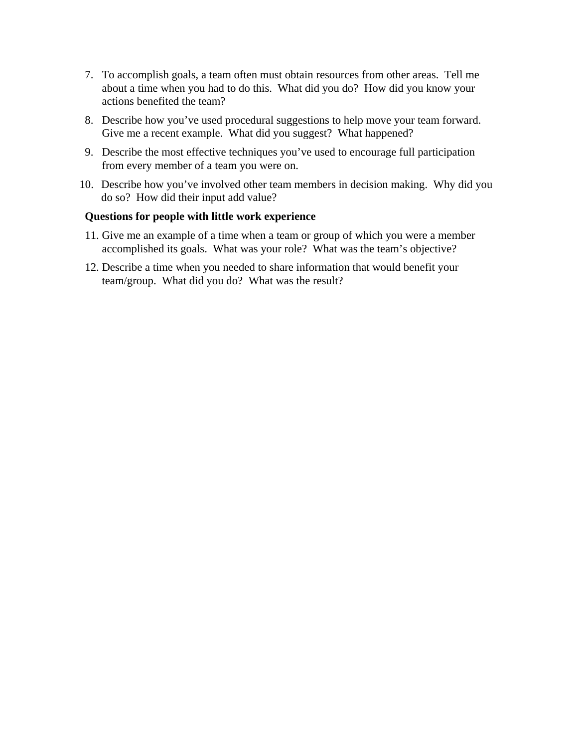7. To accomplish goals, a team often must obtain resources from other areas. Tell me about a time when you had to do this. What did you do? How did you know your actions benefited the team?
8. Describe how you've used procedural suggestions to help move your team forward. Give me a recent example. What did you suggest? What happened?
9. Describe the most effective techniques you've used to encourage full participation from every member of a team you were on.
10. Describe how you've involved other team members in decision making. Why did you do so? How did their input add value?

**Questions for people with little work experience**

11. Give me an example of a time when a team or group of which you were a member accomplished its goals. What was your role? What was the team's objective?
12. Describe a time when you needed to share information that would benefit your team/group. What did you do? What was the result?